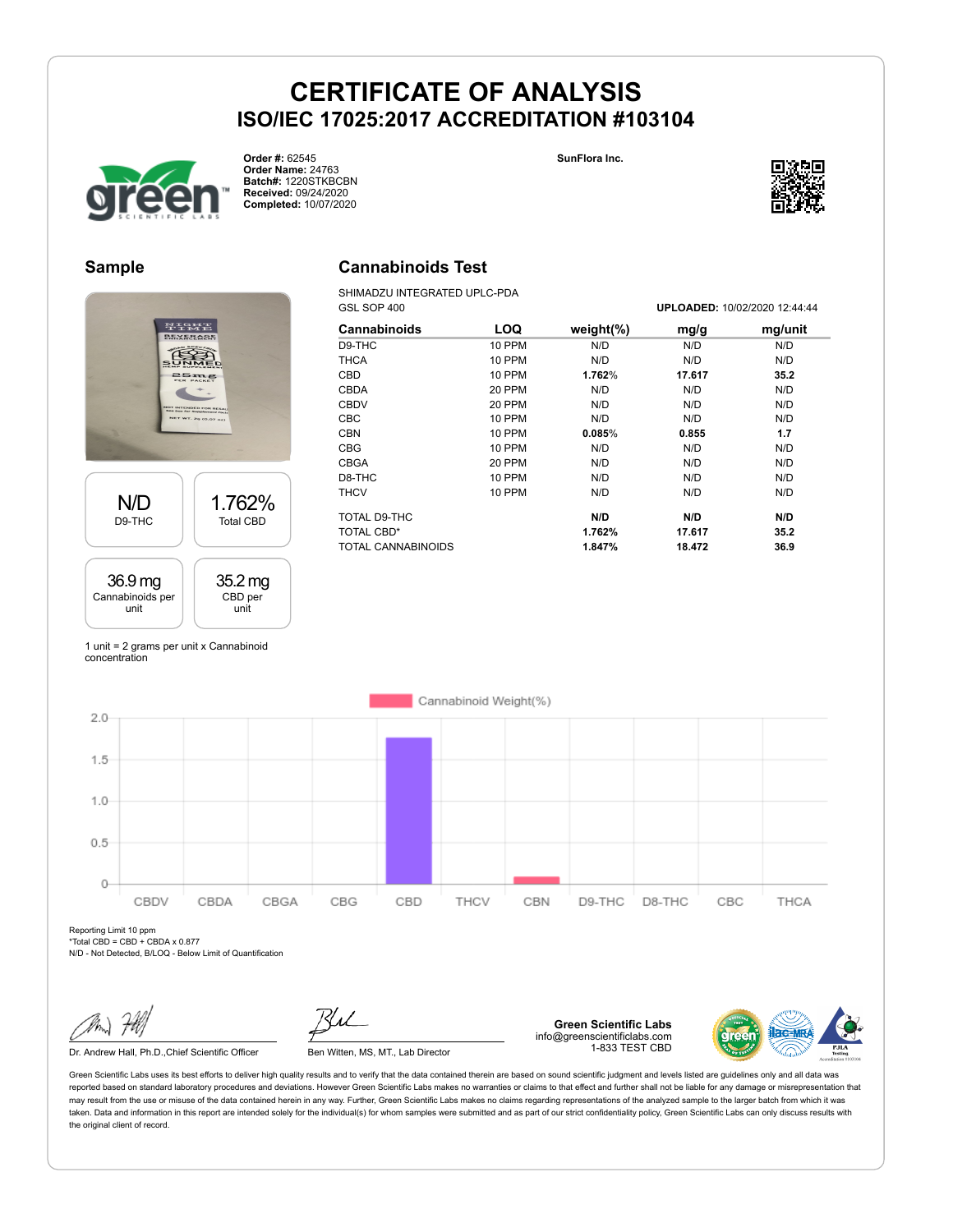# CERTIFICATE OF ANALYSIS
## ISO/IEC 17025:2017 ACCREDITATION #103104

**Order #:** 62545
**Order Name:** 24763
**Batch#:** 1220STKBCBN
**Received:** 09/24/2020
**Completed:** 10/07/2020

SunFlora Inc.

## Sample

| N/D | 1.762% |
|---|---|
| D9-THC | Total CBD |

| 36.9 mg | 35.2 mg |
|---|---|
| Cannabinoids per unit | CBD per unit |

1 unit = 2 grams per unit x Cannabinoid concentration

## Cannabinoids Test

SHIMADZU INTEGRATED UPLC-PDA
GSL SOP 400

**UPLOADED:** 10/02/2020 12:44:44

| Cannabinoids | LOQ | weight(%) | mg/g | mg/unit |
|---|---|---|---|---|
| D9-THC | 10 PPM | N/D | N/D | N/D |
| THCA | 10 PPM | N/D | N/D | N/D |
| CBD | 10 PPM | **1.762%** | **17.617** | **35.2** |
| CBDA | 20 PPM | N/D | N/D | N/D |
| CBDV | 20 PPM | N/D | N/D | N/D |
| CBC | 10 PPM | N/D | N/D | N/D |
| CBN | 10 PPM | **0.085%** | **0.855** | **1.7** |
| CBG | 10 PPM | N/D | N/D | N/D |
| CBGA | 20 PPM | N/D | N/D | N/D |
| D8-THC | 10 PPM | N/D | N/D | N/D |
| THCV | 10 PPM | N/D | N/D | N/D |
| TOTAL D9-THC | | **N/D** | **N/D** | **N/D** |
| TOTAL CBD* | | **1.762%** | **17.617** | **35.2** |
| TOTAL CANNABINOIDS | | **1.847%** | **18.472** | **36.9** |

Reporting Limit 10 ppm
*Total CBD = CBD + CBDA x 0.877
N/D - Not Detected, B/LOQ - Below Limit of Quantification

Dr. Andrew Hall, Ph.D.,Chief Scientific Officer

Ben Witten, MS, MT., Lab Director

**Green Scientific Labs**
info@greenscientificlabs.com
1-833 TEST CBD

Green Scientific Labs uses its best efforts to deliver high quality results and to verify that the data contained therein are based on sound scientific judgment and levels listed are guidelines only and all data was reported based on standard laboratory procedures and deviations. However Green Scientific Labs makes no warranties or claims to that effect and further shall not be liable for any damage or misrepresentation that may result from the use or misuse of the data contained herein in any way. Further, Green Scientific Labs makes no claims regarding representations of the analyzed sample to the larger batch from which it was taken. Data and information in this report are intended solely for the individual(s) for whom samples were submitted and as part of our strict confidentiality policy, Green Scientific Labs can only discuss results with the original client of record.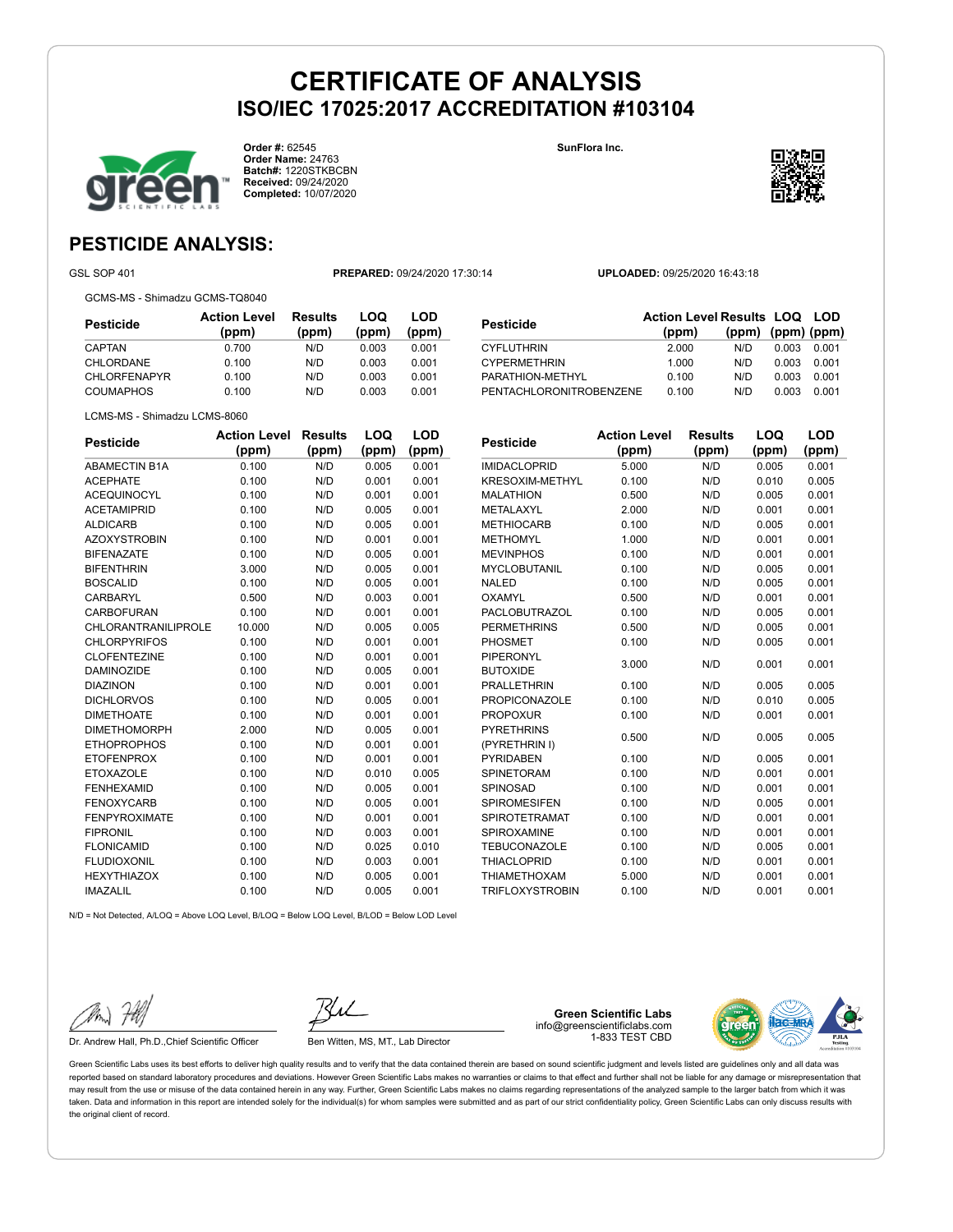# CERTIFICATE OF ANALYSIS
## ISO/IEC 17025:2017 ACCREDITATION #103104

**Order #:** 62545
**Order Name:** 24763
**Batch#:** 1220STKBCBN
**Received:** 09/24/2020
**Completed:** 10/07/2020

**SunFlora Inc.**

## PESTICIDE ANALYSIS:

GSL SOP 401 **PREPARED:** 09/24/2020 17:30:14 **UPLOADED:** 09/25/2020 16:43:18

GCMS-MS - Shimadzu GCMS-TQ8040

| Pesticide | Action Level (ppm) | Results (ppm) | LOQ (ppm) | LOD (ppm) |
|---|---|---|---|---|
| CAPTAN | 0.700 | N/D | 0.003 | 0.001 |
| CHLORDANE | 0.100 | N/D | 0.003 | 0.001 |
| CHLORFENAPYR | 0.100 | N/D | 0.003 | 0.001 |
| COUMAPHOS | 0.100 | N/D | 0.003 | 0.001 |
| CYFLUTHRIN | 2.000 | N/D | 0.003 | 0.001 |
| CYPERMETHRIN | 1.000 | N/D | 0.003 | 0.001 |
| PARATHION-METHYL | 0.100 | N/D | 0.003 | 0.001 |
| PENTACHLORONITROBENZENE | 0.100 | N/D | 0.003 | 0.001 |

LCMS-MS - Shimadzu LCMS-8060

| Pesticide | Action Level (ppm) | Results (ppm) | LOQ (ppm) | LOD (ppm) |
|---|---|---|---|---|
| ABAMECTIN B1A | 0.100 | N/D | 0.005 | 0.001 |
| ACEPHATE | 0.100 | N/D | 0.001 | 0.001 |
| ACEQUINOCYL | 0.100 | N/D | 0.001 | 0.001 |
| ACETAMIPRID | 0.100 | N/D | 0.005 | 0.001 |
| ALDICARB | 0.100 | N/D | 0.005 | 0.001 |
| AZOXYSTROBIN | 0.100 | N/D | 0.001 | 0.001 |
| BIFENAZATE | 0.100 | N/D | 0.005 | 0.001 |
| BIFENTHRIN | 3.000 | N/D | 0.005 | 0.001 |
| BOSCALID | 0.100 | N/D | 0.005 | 0.001 |
| CARBARYL | 0.500 | N/D | 0.003 | 0.001 |
| CARBOFURAN | 0.100 | N/D | 0.001 | 0.001 |
| CHLORANTRANILIPROLE | 10.000 | N/D | 0.005 | 0.005 |
| CHLORPYRIFOS | 0.100 | N/D | 0.001 | 0.001 |
| CLOFENTEZINE | 0.100 | N/D | 0.001 | 0.001 |
| DAMINOZIDE | 0.100 | N/D | 0.005 | 0.001 |
| DIAZINON | 0.100 | N/D | 0.001 | 0.001 |
| DICHLORVOS | 0.100 | N/D | 0.005 | 0.001 |
| DIMETHOATE | 0.100 | N/D | 0.001 | 0.001 |
| DIMETHOMORPH | 2.000 | N/D | 0.005 | 0.001 |
| ETHOPROPHOS | 0.100 | N/D | 0.001 | 0.001 |
| ETOFENPROX | 0.100 | N/D | 0.001 | 0.001 |
| ETOXAZOLE | 0.100 | N/D | 0.010 | 0.005 |
| FENHEXAMID | 0.100 | N/D | 0.005 | 0.001 |
| FENOXYCARB | 0.100 | N/D | 0.005 | 0.001 |
| FENPYROXIMATE | 0.100 | N/D | 0.001 | 0.001 |
| FIPRONIL | 0.100 | N/D | 0.003 | 0.001 |
| FLONICAMID | 0.100 | N/D | 0.025 | 0.010 |
| FLUDIOXONIL | 0.100 | N/D | 0.003 | 0.001 |
| HEXYTHIAZOX | 0.100 | N/D | 0.005 | 0.001 |
| IMAZALIL | 0.100 | N/D | 0.005 | 0.001 |
| IMIDACLOPRID | 5.000 | N/D | 0.005 | 0.001 |
| KRESOXIM-METHYL | 0.100 | N/D | 0.010 | 0.005 |
| MALATHION | 0.500 | N/D | 0.005 | 0.001 |
| METALAXYL | 2.000 | N/D | 0.001 | 0.001 |
| METHIOCARB | 0.100 | N/D | 0.005 | 0.001 |
| METHOMYL | 1.000 | N/D | 0.001 | 0.001 |
| MEVINPHOS | 0.100 | N/D | 0.001 | 0.001 |
| MYCLOBUTANIL | 0.100 | N/D | 0.005 | 0.001 |
| NALED | 0.100 | N/D | 0.005 | 0.001 |
| OXAMYL | 0.500 | N/D | 0.001 | 0.001 |
| PACLOBUTRAZOL | 0.100 | N/D | 0.005 | 0.001 |
| PERMETHRINS | 0.500 | N/D | 0.005 | 0.001 |
| PHOSMET | 0.100 | N/D | 0.005 | 0.001 |
| PIPERONYL BUTOXIDE | 3.000 | N/D | 0.001 | 0.001 |
| PRALLETHRIN | 0.100 | N/D | 0.005 | 0.005 |
| PROPICONAZOLE | 0.100 | N/D | 0.010 | 0.005 |
| PROPOXUR | 0.100 | N/D | 0.001 | 0.001 |
| PYRETHRINS (PYRETHRIN I) | 0.500 | N/D | 0.005 | 0.005 |
| PYRIDABEN | 0.100 | N/D | 0.005 | 0.001 |
| SPINETORAM | 0.100 | N/D | 0.001 | 0.001 |
| SPINOSAD | 0.100 | N/D | 0.001 | 0.001 |
| SPIROMESIFEN | 0.100 | N/D | 0.005 | 0.001 |
| SPIROTETRAMAT | 0.100 | N/D | 0.001 | 0.001 |
| SPIROXAMINE | 0.100 | N/D | 0.001 | 0.001 |
| TEBUCONAZOLE | 0.100 | N/D | 0.005 | 0.001 |
| THIACLOPRID | 0.100 | N/D | 0.001 | 0.001 |
| THIAMETHOXAM | 5.000 | N/D | 0.001 | 0.001 |
| TRIFLOXYSTROBIN | 0.100 | N/D | 0.001 | 0.001 |

N/D = Not Detected, A/LOQ = Above LOQ Level, B/LOQ = Below LOQ Level, B/LOD = Below LOD Level

Dr. Andrew Hall, Ph.D.,Chief Scientific Officer

Ben Witten, MS, MT., Lab Director

**Green Scientific Labs**
info@greenscientificlabs.com
1-833 TEST CBD

Green Scientific Labs uses its best efforts to deliver high quality results and to verify that the data contained therein are based on sound scientific judgment and levels listed are guidelines only and all data was reported based on standard laboratory procedures and deviations. However Green Scientific Labs makes no warranties or claims to that effect and further shall not be liable for any damage or misrepresentation that may result from the use or misuse of the data contained herein in any way. Further, Green Scientific Labs makes no claims regarding representations of the analyzed sample to the larger batch from which it was taken. Data and information in this report are intended solely for the individual(s) for whom samples were submitted and as part of our strict confidentiality policy, Green Scientific Labs can only discuss results with the original client of record.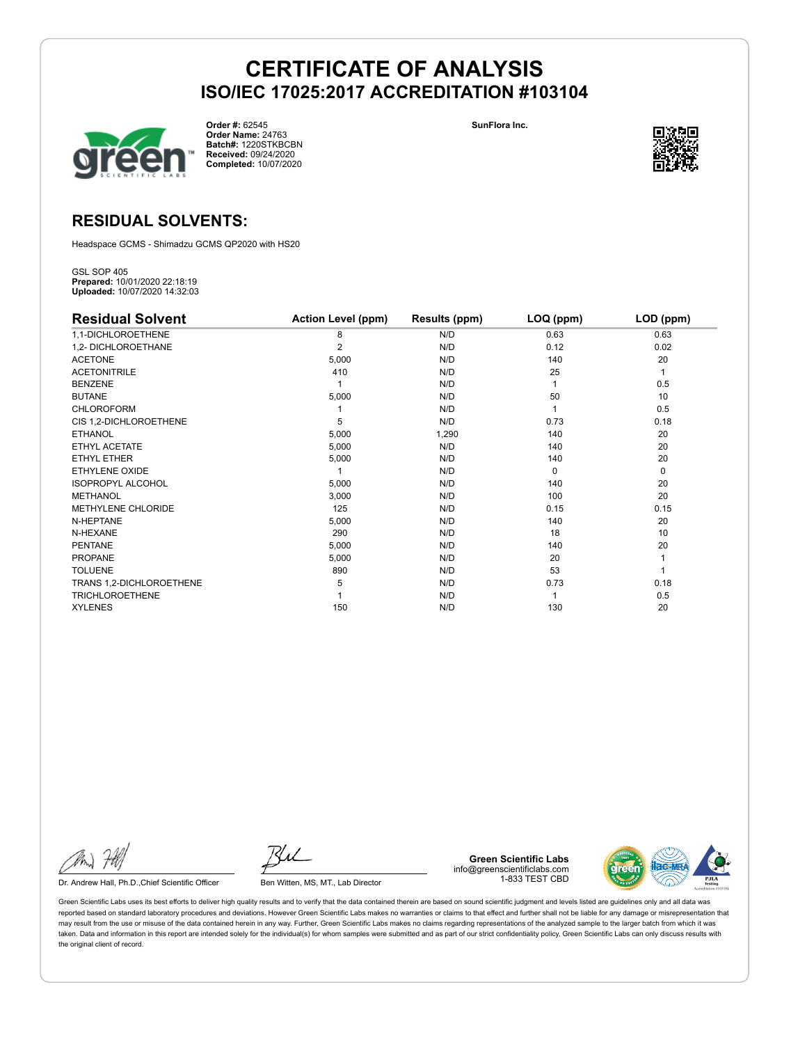# CERTIFICATE OF ANALYSIS

## ISO/IEC 17025:2017 ACCREDITATION #103104

**Order #:** 62545
**Order Name:** 24763
**Batch#:** 1220STKBCBN
**Received:** 09/24/2020
**Completed:** 10/07/2020

**SunFlora Inc.**

## RESIDUAL SOLVENTS:

Headspace GCMS - Shimadzu GCMS QP2020 with HS20

GSL SOP 405
**Prepared:** 10/01/2020 22:18:19
**Uploaded:** 10/07/2020 14:32:03

| Residual Solvent | Action Level (ppm) | Results (ppm) | LOQ (ppm) | LOD (ppm) |
|---|---|---|---|---|
| 1,1-DICHLOROETHENE | 8 | N/D | 0.63 | 0.63 |
| 1,2- DICHLOROETHANE | 2 | N/D | 0.12 | 0.02 |
| ACETONE | 5,000 | N/D | 140 | 20 |
| ACETONITRILE | 410 | N/D | 25 | 1 |
| BENZENE | 1 | N/D | 1 | 0.5 |
| BUTANE | 5,000 | N/D | 50 | 10 |
| CHLOROFORM | 1 | N/D | 1 | 0.5 |
| CIS 1,2-DICHLOROETHENE | 5 | N/D | 0.73 | 0.18 |
| ETHANOL | 5,000 | 1,290 | 140 | 20 |
| ETHYL ACETATE | 5,000 | N/D | 140 | 20 |
| ETHYL ETHER | 5,000 | N/D | 140 | 20 |
| ETHYLENE OXIDE | 1 | N/D | 0 | 0 |
| ISOPROPYL ALCOHOL | 5,000 | N/D | 140 | 20 |
| METHANOL | 3,000 | N/D | 100 | 20 |
| METHYLENE CHLORIDE | 125 | N/D | 0.15 | 0.15 |
| N-HEPTANE | 5,000 | N/D | 140 | 20 |
| N-HEXANE | 290 | N/D | 18 | 10 |
| PENTANE | 5,000 | N/D | 140 | 20 |
| PROPANE | 5,000 | N/D | 20 | 1 |
| TOLUENE | 890 | N/D | 53 | 1 |
| TRANS 1,2-DICHLOROETHENE | 5 | N/D | 0.73 | 0.18 |
| TRICHLOROETHENE | 1 | N/D | 1 | 0.5 |
| XYLENES | 150 | N/D | 130 | 20 |

Dr. Andrew Hall, Ph.D.,Chief Scientific Officer

Ben Witten, MS, MT., Lab Director

**Green Scientific Labs**
info@greenscientificlabs.com
1-833 TEST CBD

Green Scientific Labs uses its best efforts to deliver high quality results and to verify that the data contained therein are based on sound scientific judgment and levels listed are guidelines only and all data was reported based on standard laboratory procedures and deviations. However Green Scientific Labs makes no warranties or claims to that effect and further shall not be liable for any damage or misrepresentation that may result from the use or misuse of the data contained herein in any way. Further, Green Scientific Labs makes no claims regarding representations of the analyzed sample to the larger batch from which it was taken. Data and information in this report are intended solely for the individual(s) for whom samples were submitted and as part of our strict confidentiality policy, Green Scientific Labs can only discuss results with the original client of record.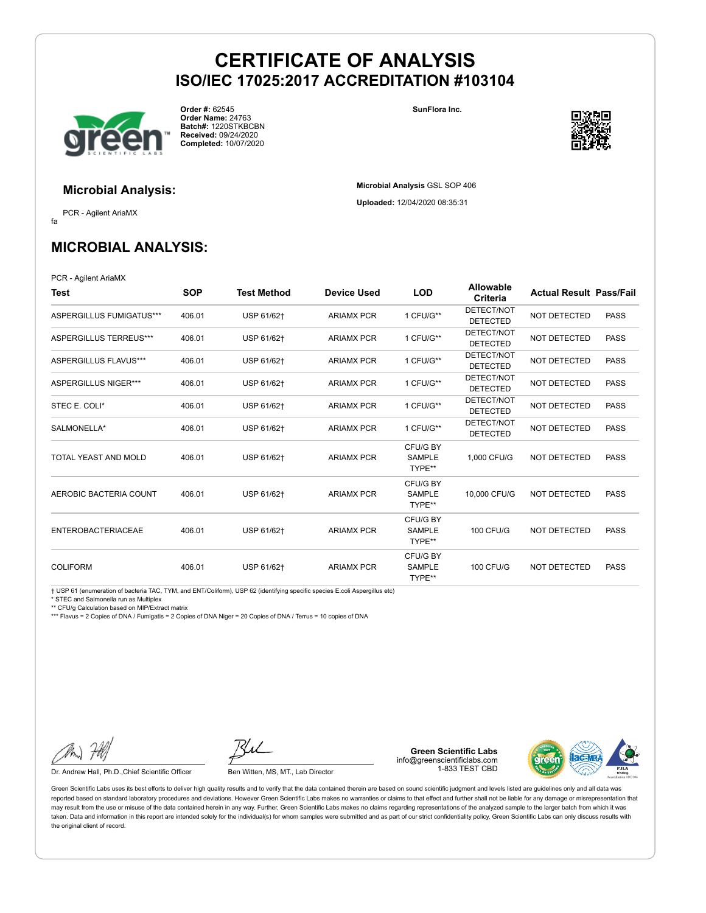# CERTIFICATE OF ANALYSIS
## ISO/IEC 17025:2017 ACCREDITATION #103104

**Order #:** 62545
**Order Name:** 24763
**Batch#:** 1220STKBCBN
**Received:** 09/24/2020
**Completed:** 10/07/2020

**SunFlora Inc.**

### Microbial Analysis:

PCR - Agilent AriaMX

fa

**Microbial Analysis** GSL SOP 406

**Uploaded:** 12/04/2020 08:35:31

## MICROBIAL ANALYSIS:

PCR - Agilent AriaMX

| Test | SOP | Test Method | Device Used | LOD | Allowable Criteria | Actual Result | Pass/Fail |
|---|---|---|---|---|---|---|---|
| ASPERGILLUS FUMIGATUS*** | 406.01 | USP 61/62† | ARIAMX PCR | 1 CFU/G** | DETECT/NOT DETECTED | NOT DETECTED | PASS |
| ASPERGILLUS TERREUS*** | 406.01 | USP 61/62† | ARIAMX PCR | 1 CFU/G** | DETECT/NOT DETECTED | NOT DETECTED | PASS |
| ASPERGILLUS FLAVUS*** | 406.01 | USP 61/62† | ARIAMX PCR | 1 CFU/G** | DETECT/NOT DETECTED | NOT DETECTED | PASS |
| ASPERGILLUS NIGER*** | 406.01 | USP 61/62† | ARIAMX PCR | 1 CFU/G** | DETECT/NOT DETECTED | NOT DETECTED | PASS |
| STEC E. COLI* | 406.01 | USP 61/62† | ARIAMX PCR | 1 CFU/G** | DETECT/NOT DETECTED | NOT DETECTED | PASS |
| SALMONELLA* | 406.01 | USP 61/62† | ARIAMX PCR | 1 CFU/G** | DETECT/NOT DETECTED | NOT DETECTED | PASS |
| TOTAL YEAST AND MOLD | 406.01 | USP 61/62† | ARIAMX PCR | CFU/G BY SAMPLE TYPE** | 1,000 CFU/G | NOT DETECTED | PASS |
| AEROBIC BACTERIA COUNT | 406.01 | USP 61/62† | ARIAMX PCR | CFU/G BY SAMPLE TYPE** | 10,000 CFU/G | NOT DETECTED | PASS |
| ENTEROBACTERIACEAE | 406.01 | USP 61/62† | ARIAMX PCR | CFU/G BY SAMPLE TYPE** | 100 CFU/G | NOT DETECTED | PASS |
| COLIFORM | 406.01 | USP 61/62† | ARIAMX PCR | CFU/G BY SAMPLE TYPE** | 100 CFU/G | NOT DETECTED | PASS |

† USP 61 (enumeration of bacteria TAC, TYM, and ENT/Coliform), USP 62 (identifying specific species E.coli Aspergillus etc)
* STEC and Salmonella run as Multiplex
** CFU/g Calculation based on MIP/Extract matrix
*** Flavus = 2 Copies of DNA / Fumigatis = 2 Copies of DNA Niger = 20 Copies of DNA / Terrus = 10 copies of DNA

Dr. Andrew Hall, Ph.D.,Chief Scientific Officer

Ben Witten, MS, MT., Lab Director

**Green Scientific Labs**
info@greenscientificlabs.com
1-833 TEST CBD

Green Scientific Labs uses its best efforts to deliver high quality results and to verify that the data contained therein are based on sound scientific judgment and levels listed are guidelines only and all data was reported based on standard laboratory procedures and deviations. However Green Scientific Labs makes no warranties or claims to that effect and further shall not be liable for any damage or misrepresentation that may result from the use or misuse of the data contained herein in any way. Further, Green Scientific Labs makes no claims regarding representations of the analyzed sample to the larger batch from which it was taken. Data and information in this report are intended solely for the individual(s) for whom samples were submitted and as part of our strict confidentiality policy, Green Scientific Labs can only discuss results with the original client of record.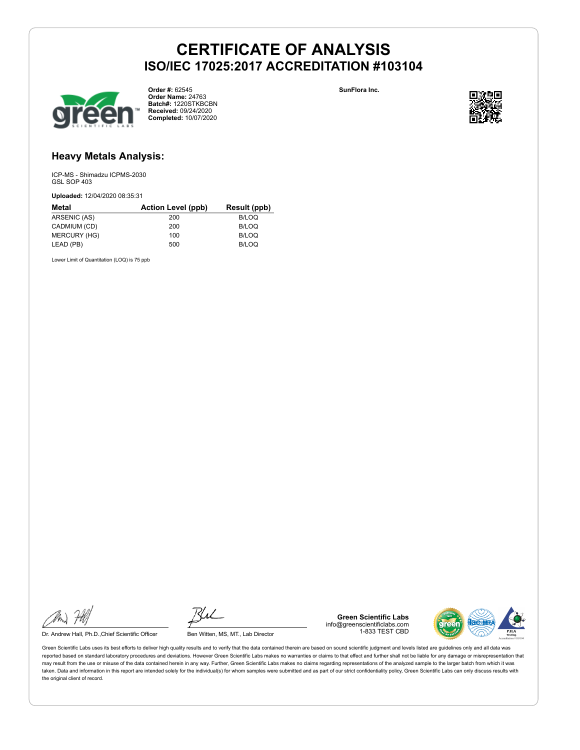# CERTIFICATE OF ANALYSIS

## ISO/IEC 17025:2017 ACCREDITATION #103104

**Order #:** 62545
**Order Name:** 24763
**Batch#:** 1220STKBCBN
**Received:** 09/24/2020
**Completed:** 10/07/2020

**SunFlora Inc.**

### Heavy Metals Analysis:

ICP-MS - Shimadzu ICPMS-2030
GSL SOP 403

**Uploaded:** 12/04/2020 08:35:31

| Metal | Action Level (ppb) | Result (ppb) |
| --- | --- | --- |
| ARSENIC (AS) | 200 | B/LOQ |
| CADMIUM (CD) | 200 | B/LOQ |
| MERCURY (HG) | 100 | B/LOQ |
| LEAD (PB) | 500 | B/LOQ |

Lower Limit of Quantitation (LOQ) is 75 ppb

Dr. Andrew Hall, Ph.D.,Chief Scientific Officer

Ben Witten, MS, MT., Lab Director

**Green Scientific Labs**
info@greenscientificlabs.com
1-833 TEST CBD

Green Scientific Labs uses its best efforts to deliver high quality results and to verify that the data contained therein are based on sound scientific judgment and levels listed are guidelines only and all data was reported based on standard laboratory procedures and deviations. However Green Scientific Labs makes no warranties or claims to that effect and further shall not be liable for any damage or misrepresentation that may result from the use or misuse of the data contained herein in any way. Further, Green Scientific Labs makes no claims regarding representations of the analyzed sample to the larger batch from which it was taken. Data and information in this report are intended solely for the individual(s) for whom samples were submitted and as part of our strict confidentiality policy, Green Scientific Labs can only discuss results with the original client of record.